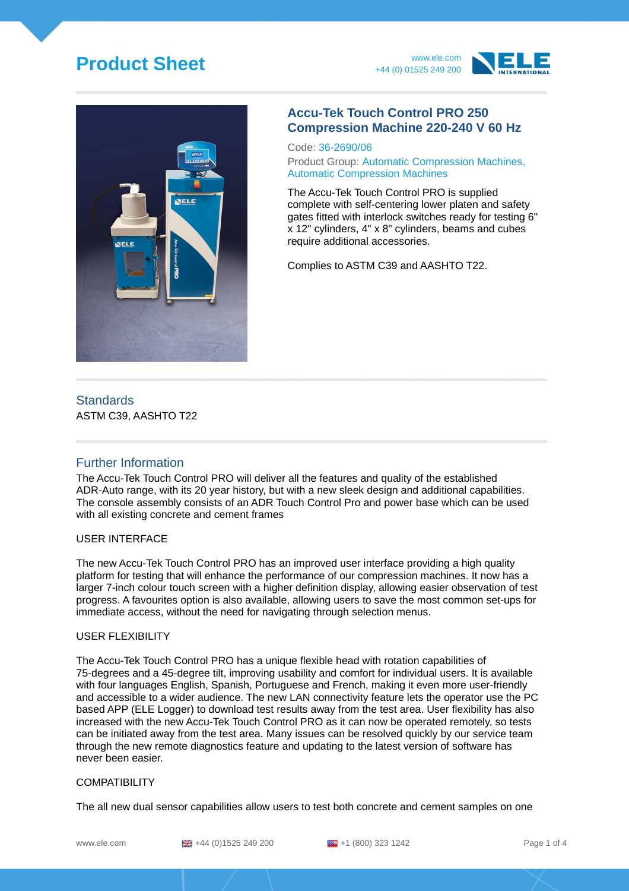# Product Sheet

www.ele.com
+44 (0) 01525 249 200

## Accu-Tek Touch Control PRO 250 Compression Machine 220-240 V 60 Hz

Code: 36-2690/06

Product Group: Automatic Compression Machines, Automatic Compression Machines

The Accu-Tek Touch Control PRO is supplied complete with self-centering lower platen and safety gates fitted with interlock switches ready for testing 6" x 12" cylinders, 4" x 8" cylinders, beams and cubes require additional accessories.

Complies to ASTM C39 and AASHTO T22.

## Standards

ASTM C39, AASHTO T22

## Further Information

The Accu-Tek Touch Control PRO will deliver all the features and quality of the established ADR-Auto range, with its 20 year history, but with a new sleek design and additional capabilities. The console assembly consists of an ADR Touch Control Pro and power base which can be used with all existing concrete and cement frames

USER INTERFACE

The new Accu-Tek Touch Control PRO has an improved user interface providing a high quality platform for testing that will enhance the performance of our compression machines. It now has a larger 7-inch colour touch screen with a higher definition display, allowing easier observation of test progress. A favourites option is also available, allowing users to save the most common set-ups for immediate access, without the need for navigating through selection menus.

USER FLEXIBILITY

The Accu-Tek Touch Control PRO has a unique flexible head with rotation capabilities of 75-degrees and a 45-degree tilt, improving usability and comfort for individual users. It is available with four languages English, Spanish, Portuguese and French, making it even more user-friendly and accessible to a wider audience. The new LAN connectivity feature lets the operator use the PC based APP (ELE Logger) to download test results away from the test area. User flexibility has also increased with the new Accu-Tek Touch Control PRO as it can now be operated remotely, so tests can be initiated away from the test area. Many issues can be resolved quickly by our service team through the new remote diagnostics feature and updating to the latest version of software has never been easier.

COMPATIBILITY

The all new dual sensor capabilities allow users to test both concrete and cement samples on one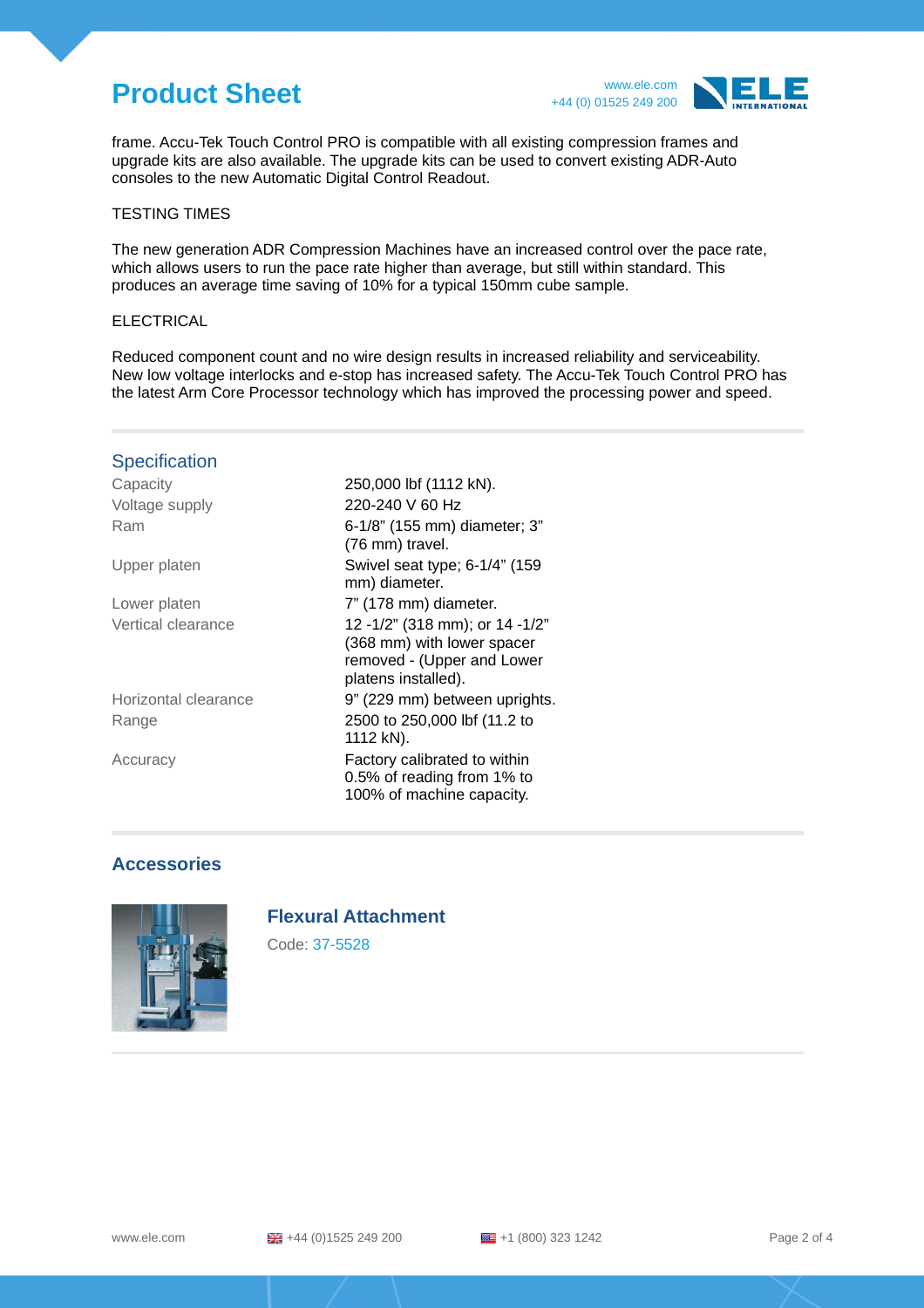frame. Accu-Tek Touch Control PRO is compatible with all existing compression frames and upgrade kits are also available. The upgrade kits can be used to convert existing ADR-Auto consoles to the new Automatic Digital Control Readout.

TESTING TIMES

The new generation ADR Compression Machines have an increased control over the pace rate, which allows users to run the pace rate higher than average, but still within standard. This produces an average time saving of 10% for a typical 150mm cube sample.

ELECTRICAL

Reduced component count and no wire design results in increased reliability and serviceability. New low voltage interlocks and e-stop has increased safety. The Accu-Tek Touch Control PRO has the latest Arm Core Processor technology which has improved the processing power and speed.

## Specification

| | |
|---|---|
| Capacity | 250,000 lbf (1112 kN). |
| Voltage supply | 220-240 V 60 Hz |
| Ram | 6-1/8" (155 mm) diameter; 3" (76 mm) travel. |
| Upper platen | Swivel seat type; 6-1/4" (159 mm) diameter. |
| Lower platen | 7" (178 mm) diameter. |
| Vertical clearance | 12 -1/2" (318 mm); or 14 -1/2" (368 mm) with lower spacer removed - (Upper and Lower platens installed). |
| Horizontal clearance | 9" (229 mm) between uprights. |
| Range | 2500 to 250,000 lbf (11.2 to 1112 kN). |
| Accuracy | Factory calibrated to within 0.5% of reading from 1% to 100% of machine capacity. |

## Accessories

### Flexural Attachment

Code: 37-5528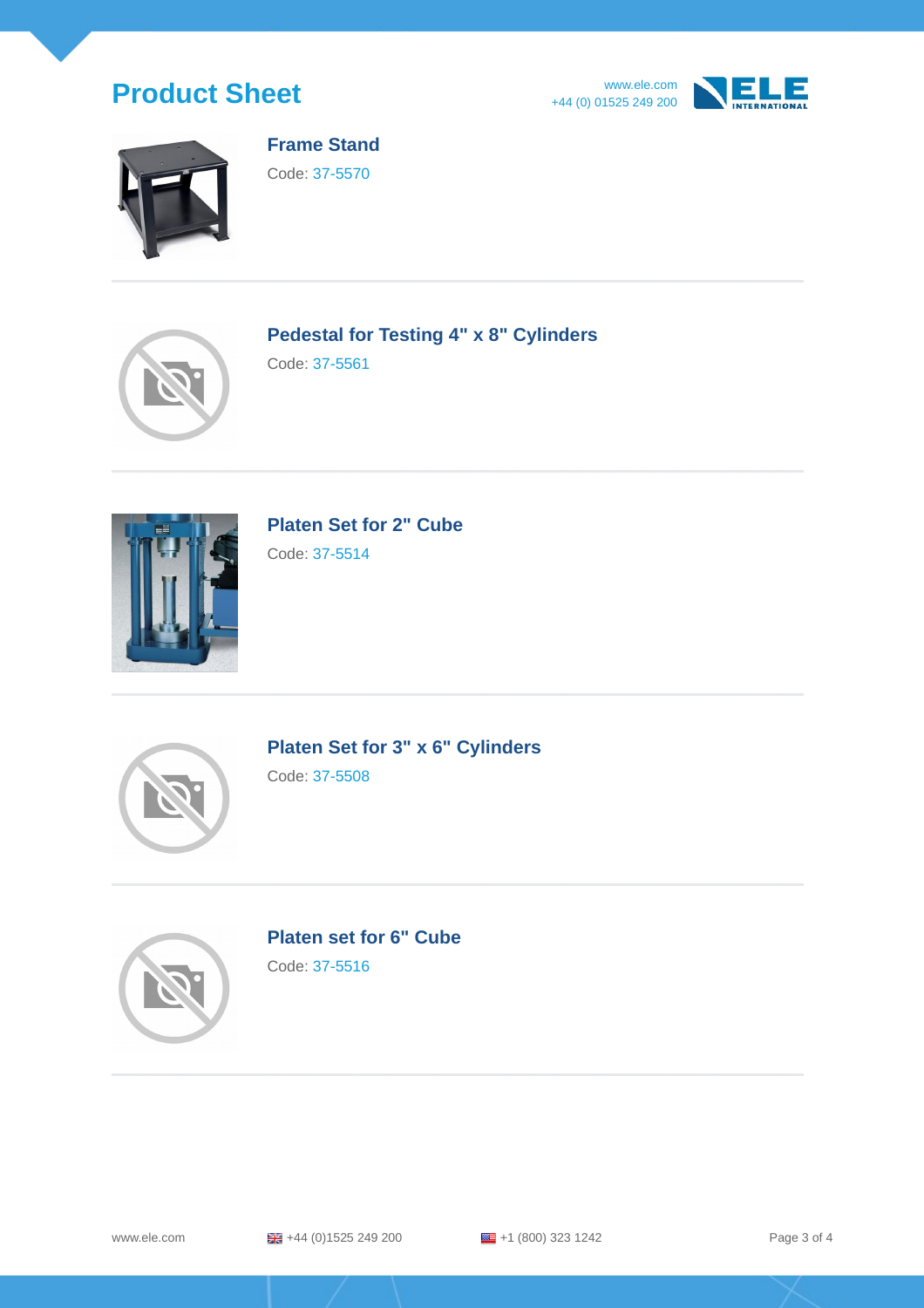### Frame Stand

Code: 37-5570

### Pedestal for Testing 4" x 8" Cylinders

Code: 37-5561

### Platen Set for 2" Cube

Code: 37-5514

### Platen Set for 3" x 6" Cylinders

Code: 37-5508

### Platen set for 6" Cube

Code: 37-5516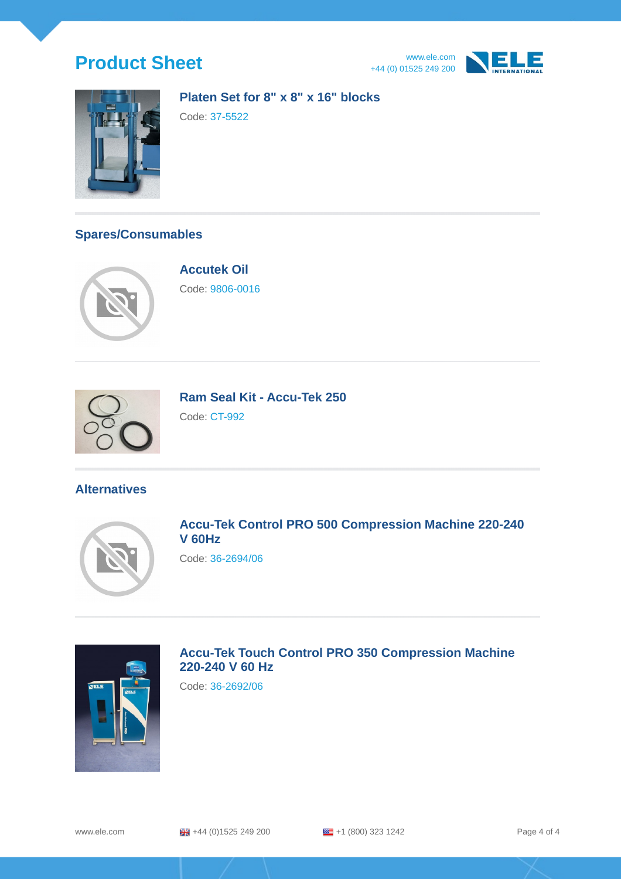### Platen Set for 8" x 8" x 16" blocks

Code: 37-5522

## Spares/Consumables

### Accutek Oil

Code: 9806-0016

### Ram Seal Kit - Accu-Tek 250

Code: CT-992

## Alternatives

### Accu-Tek Control PRO 500 Compression Machine 220-240 V 60Hz

Code: 36-2694/06

### Accu-Tek Touch Control PRO 350 Compression Machine 220-240 V 60 Hz

Code: 36-2692/06